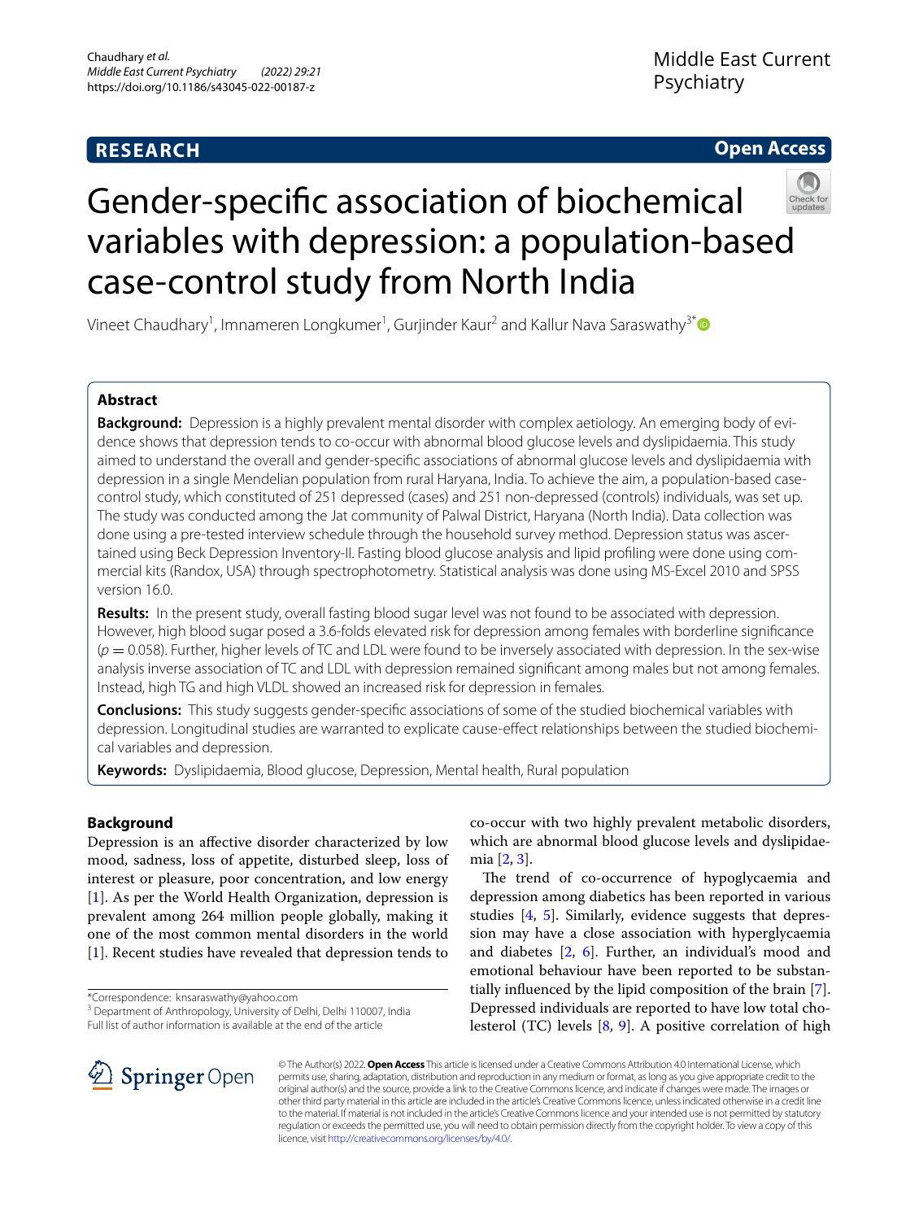RESEARCH

Open Access

# Gender-specific association of biochemical variables with depression: a population-based case-control study from North India

Vineet Chaudhary[1], Imnameren Longkumer[1], Gurjinder Kaur[2] and Kallur Nava Saraswathy[3*]

## Abstract

**Background:** Depression is a highly prevalent mental disorder with complex aetiology. An emerging body of evidence shows that depression tends to co-occur with abnormal blood glucose levels and dyslipidaemia. This study aimed to understand the overall and gender-specific associations of abnormal glucose levels and dyslipidaemia with depression in a single Mendelian population from rural Haryana, India. To achieve the aim, a population-based case-control study, which constituted of 251 depressed (cases) and 251 non-depressed (controls) individuals, was set up. The study was conducted among the Jat community of Palwal District, Haryana (North India). Data collection was done using a pre-tested interview schedule through the household survey method. Depression status was ascertained using Beck Depression Inventory-II. Fasting blood glucose analysis and lipid profiling were done using commercial kits (Randox, USA) through spectrophotometry. Statistical analysis was done using MS-Excel 2010 and SPSS version 16.0.

**Results:** In the present study, overall fasting blood sugar level was not found to be associated with depression. However, high blood sugar posed a 3.6-folds elevated risk for depression among females with borderline significance ($p = 0.058$). Further, higher levels of TC and LDL were found to be inversely associated with depression. In the sex-wise analysis inverse association of TC and LDL with depression remained significant among males but not among females. Instead, high TG and high VLDL showed an increased risk for depression in females.

**Conclusions:** This study suggests gender-specific associations of some of the studied biochemical variables with depression. Longitudinal studies are warranted to explicate cause-effect relationships between the studied biochemical variables and depression.

**Keywords:** Dyslipidaemia, Blood glucose, Depression, Mental health, Rural population

## Background

Depression is an affective disorder characterized by low mood, sadness, loss of appetite, disturbed sleep, loss of interest or pleasure, poor concentration, and low energy [1]. As per the World Health Organization, depression is prevalent among 264 million people globally, making it one of the most common mental disorders in the world [1]. Recent studies have revealed that depression tends to co-occur with two highly prevalent metabolic disorders, which are abnormal blood glucose levels and dyslipidaemia [2, 3].

The trend of co-occurrence of hypoglycaemia and depression among diabetics has been reported in various studies [4, 5]. Similarly, evidence suggests that depression may have a close association with hyperglycaemia and diabetes [2, 6]. Further, an individual's mood and emotional behaviour have been reported to be substantially influenced by the lipid composition of the brain [7]. Depressed individuals are reported to have low total cholesterol (TC) levels [8, 9]. A positive correlation of high

*Correspondence: knsaraswathy@yahoo.com
[3] Department of Anthropology, University of Delhi, Delhi 110007, India
Full list of author information is available at the end of the article

© The Author(s) 2022. **Open Access** This article is licensed under a Creative Commons Attribution 4.0 International License, which permits use, sharing, adaptation, distribution and reproduction in any medium or format, as long as you give appropriate credit to the original author(s) and the source, provide a link to the Creative Commons licence, and indicate if changes were made. The images or other third party material in this article are included in the article's Creative Commons licence, unless indicated otherwise in a credit line to the material. If material is not included in the article's Creative Commons licence and your intended use is not permitted by statutory regulation or exceeds the permitted use, you will need to obtain permission directly from the copyright holder. To view a copy of this licence, visit http://creativecommons.org/licenses/by/4.0/.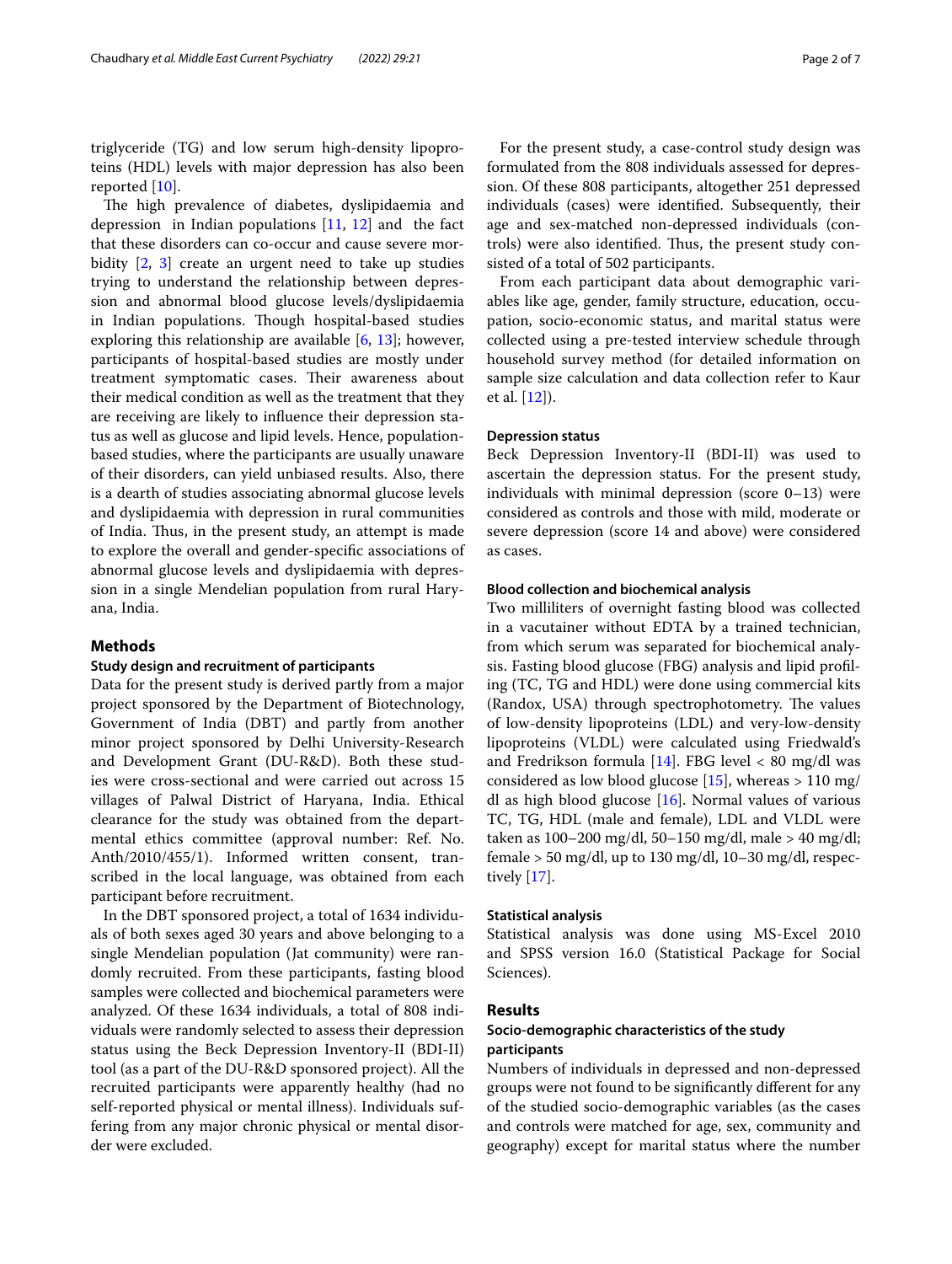triglyceride (TG) and low serum high-density lipoproteins (HDL) levels with major depression has also been reported [10].

The high prevalence of diabetes, dyslipidaemia and depression in Indian populations [11, 12] and the fact that these disorders can co-occur and cause severe morbidity [2, 3] create an urgent need to take up studies trying to understand the relationship between depression and abnormal blood glucose levels/dyslipidaemia in Indian populations. Though hospital-based studies exploring this relationship are available [6, 13]; however, participants of hospital-based studies are mostly under treatment symptomatic cases. Their awareness about their medical condition as well as the treatment that they are receiving are likely to influence their depression status as well as glucose and lipid levels. Hence, population-based studies, where the participants are usually unaware of their disorders, can yield unbiased results. Also, there is a dearth of studies associating abnormal glucose levels and dyslipidaemia with depression in rural communities of India. Thus, in the present study, an attempt is made to explore the overall and gender-specific associations of abnormal glucose levels and dyslipidaemia with depression in a single Mendelian population from rural Haryana, India.

## Methods

### Study design and recruitment of participants

Data for the present study is derived partly from a major project sponsored by the Department of Biotechnology, Government of India (DBT) and partly from another minor project sponsored by Delhi University-Research and Development Grant (DU-R&D). Both these studies were cross-sectional and were carried out across 15 villages of Palwal District of Haryana, India. Ethical clearance for the study was obtained from the departmental ethics committee (approval number: Ref. No. Anth/2010/455/1). Informed written consent, transcribed in the local language, was obtained from each participant before recruitment.

In the DBT sponsored project, a total of 1634 individuals of both sexes aged 30 years and above belonging to a single Mendelian population (Jat community) were randomly recruited. From these participants, fasting blood samples were collected and biochemical parameters were analyzed. Of these 1634 individuals, a total of 808 individuals were randomly selected to assess their depression status using the Beck Depression Inventory-II (BDI-II) tool (as a part of the DU-R&D sponsored project). All the recruited participants were apparently healthy (had no self-reported physical or mental illness). Individuals suffering from any major chronic physical or mental disorder were excluded.

For the present study, a case-control study design was formulated from the 808 individuals assessed for depression. Of these 808 participants, altogether 251 depressed individuals (cases) were identified. Subsequently, their age and sex-matched non-depressed individuals (controls) were also identified. Thus, the present study consisted of a total of 502 participants.

From each participant data about demographic variables like age, gender, family structure, education, occupation, socio-economic status, and marital status were collected using a pre-tested interview schedule through household survey method (for detailed information on sample size calculation and data collection refer to Kaur et al. [12]).

### Depression status

Beck Depression Inventory-II (BDI-II) was used to ascertain the depression status. For the present study, individuals with minimal depression (score 0–13) were considered as controls and those with mild, moderate or severe depression (score 14 and above) were considered as cases.

### Blood collection and biochemical analysis

Two milliliters of overnight fasting blood was collected in a vacutainer without EDTA by a trained technician, from which serum was separated for biochemical analysis. Fasting blood glucose (FBG) analysis and lipid profiling (TC, TG and HDL) were done using commercial kits (Randox, USA) through spectrophotometry. The values of low-density lipoproteins (LDL) and very-low-density lipoproteins (VLDL) were calculated using Friedwald's and Fredrikson formula [14]. FBG level < 80 mg/dl was considered as low blood glucose [15], whereas > 110 mg/dl as high blood glucose [16]. Normal values of various TC, TG, HDL (male and female), LDL and VLDL were taken as 100–200 mg/dl, 50–150 mg/dl, male > 40 mg/dl; female > 50 mg/dl, up to 130 mg/dl, 10–30 mg/dl, respectively [17].

### Statistical analysis

Statistical analysis was done using MS-Excel 2010 and SPSS version 16.0 (Statistical Package for Social Sciences).

## Results

### Socio-demographic characteristics of the study participants

Numbers of individuals in depressed and non-depressed groups were not found to be significantly different for any of the studied socio-demographic variables (as the cases and controls were matched for age, sex, community and geography) except for marital status where the number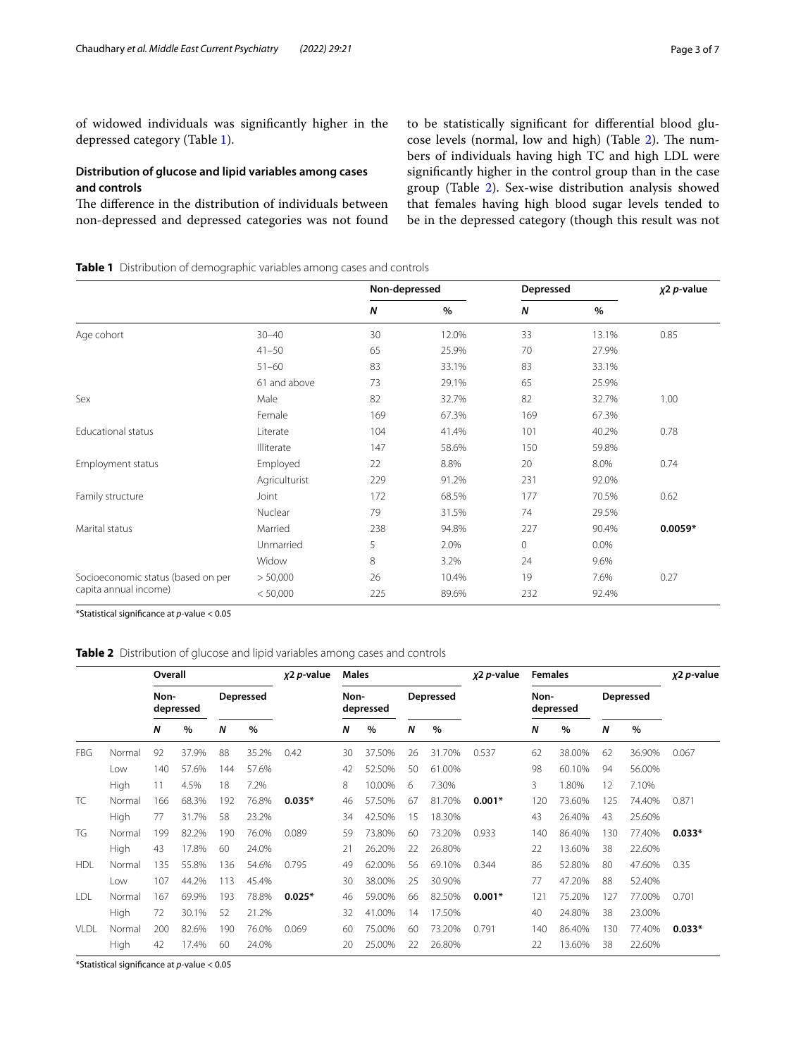of widowed individuals was significantly higher in the depressed category (Table 1).

### Distribution of glucose and lipid variables among cases and controls

The difference in the distribution of individuals between non-depressed and depressed categories was not found to be statistically significant for differential blood glucose levels (normal, low and high) (Table 2). The numbers of individuals having high TC and high LDL were significantly higher in the control group than in the case group (Table 2). Sex-wise distribution analysis showed that females having high blood sugar levels tended to be in the depressed category (though this result was not

**Table 1** Distribution of demographic variables among cases and controls

| | | Non-depressed | | Depressed | | *χ*2 *p*-value |
|---|---|---|---|---|---|---|
| | | *N* | % | *N* | % | |
| Age cohort | 30–40 | 30 | 12.0% | 33 | 13.1% | 0.85 |
| | 41–50 | 65 | 25.9% | 70 | 27.9% | |
| | 51–60 | 83 | 33.1% | 83 | 33.1% | |
| | 61 and above | 73 | 29.1% | 65 | 25.9% | |
| Sex | Male | 82 | 32.7% | 82 | 32.7% | 1.00 |
| | Female | 169 | 67.3% | 169 | 67.3% | |
| Educational status | Literate | 104 | 41.4% | 101 | 40.2% | 0.78 |
| | Illiterate | 147 | 58.6% | 150 | 59.8% | |
| Employment status | Employed | 22 | 8.8% | 20 | 8.0% | 0.74 |
| | Agriculturist | 229 | 91.2% | 231 | 92.0% | |
| Family structure | Joint | 172 | 68.5% | 177 | 70.5% | 0.62 |
| | Nuclear | 79 | 31.5% | 74 | 29.5% | |
| Marital status | Married | 238 | 94.8% | 227 | 90.4% | **0.0059*** |
| | Unmarried | 5 | 2.0% | 0 | 0.0% | |
| | Widow | 8 | 3.2% | 24 | 9.6% | |
| Socioeconomic status (based on per capita annual income) | > 50,000 | 26 | 10.4% | 19 | 7.6% | 0.27 |
| | < 50,000 | 225 | 89.6% | 232 | 92.4% | |

*Statistical significance at *p*-value < 0.05

**Table 2** Distribution of glucose and lipid variables among cases and controls

| | | Overall | | | | *χ*2 *p*-value | Males | | | | *χ*2 *p*-value | Females | | | | *χ*2 *p*-value |
|---|---|---|---|---|---|---|---|---|---|---|---|---|---|---|---|---|
| | | Non-depressed | | Depressed | | | Non-depressed | | Depressed | | | Non-depressed | | Depressed | | |
| | | *N* | % | *N* | % | | *N* | % | *N* | % | | *N* | % | *N* | % | |
| FBG | Normal | 92 | 37.9% | 88 | 35.2% | 0.42 | 30 | 37.50% | 26 | 31.70% | 0.537 | 62 | 38.00% | 62 | 36.90% | 0.067 |
| | Low | 140 | 57.6% | 144 | 57.6% | | 42 | 52.50% | 50 | 61.00% | | 98 | 60.10% | 94 | 56.00% | |
| | High | 11 | 4.5% | 18 | 7.2% | | 8 | 10.00% | 6 | 7.30% | | 3 | 1.80% | 12 | 7.10% | |
| TC | Normal | 166 | 68.3% | 192 | 76.8% | **0.035*** | 46 | 57.50% | 67 | 81.70% | **0.001*** | 120 | 73.60% | 125 | 74.40% | 0.871 |
| | High | 77 | 31.7% | 58 | 23.2% | | 34 | 42.50% | 15 | 18.30% | | 43 | 26.40% | 43 | 25.60% | |
| TG | Normal | 199 | 82.2% | 190 | 76.0% | 0.089 | 59 | 73.80% | 60 | 73.20% | 0.933 | 140 | 86.40% | 130 | 77.40% | **0.033*** |
| | High | 43 | 17.8% | 60 | 24.0% | | 21 | 26.20% | 22 | 26.80% | | 22 | 13.60% | 38 | 22.60% | |
| HDL | Normal | 135 | 55.8% | 136 | 54.6% | 0.795 | 49 | 62.00% | 56 | 69.10% | 0.344 | 86 | 52.80% | 80 | 47.60% | 0.35 |
| | Low | 107 | 44.2% | 113 | 45.4% | | 30 | 38.00% | 25 | 30.90% | | 77 | 47.20% | 88 | 52.40% | |
| LDL | Normal | 167 | 69.9% | 193 | 78.8% | **0.025*** | 46 | 59.00% | 66 | 82.50% | **0.001*** | 121 | 75.20% | 127 | 77.00% | 0.701 |
| | High | 72 | 30.1% | 52 | 21.2% | | 32 | 41.00% | 14 | 17.50% | | 40 | 24.80% | 38 | 23.00% | |
| VLDL | Normal | 200 | 82.6% | 190 | 76.0% | 0.069 | 60 | 75.00% | 60 | 73.20% | 0.791 | 140 | 86.40% | 130 | 77.40% | **0.033*** |
| | High | 42 | 17.4% | 60 | 24.0% | | 20 | 25.00% | 22 | 26.80% | | 22 | 13.60% | 38 | 22.60% | |

*Statistical significance at *p*-value < 0.05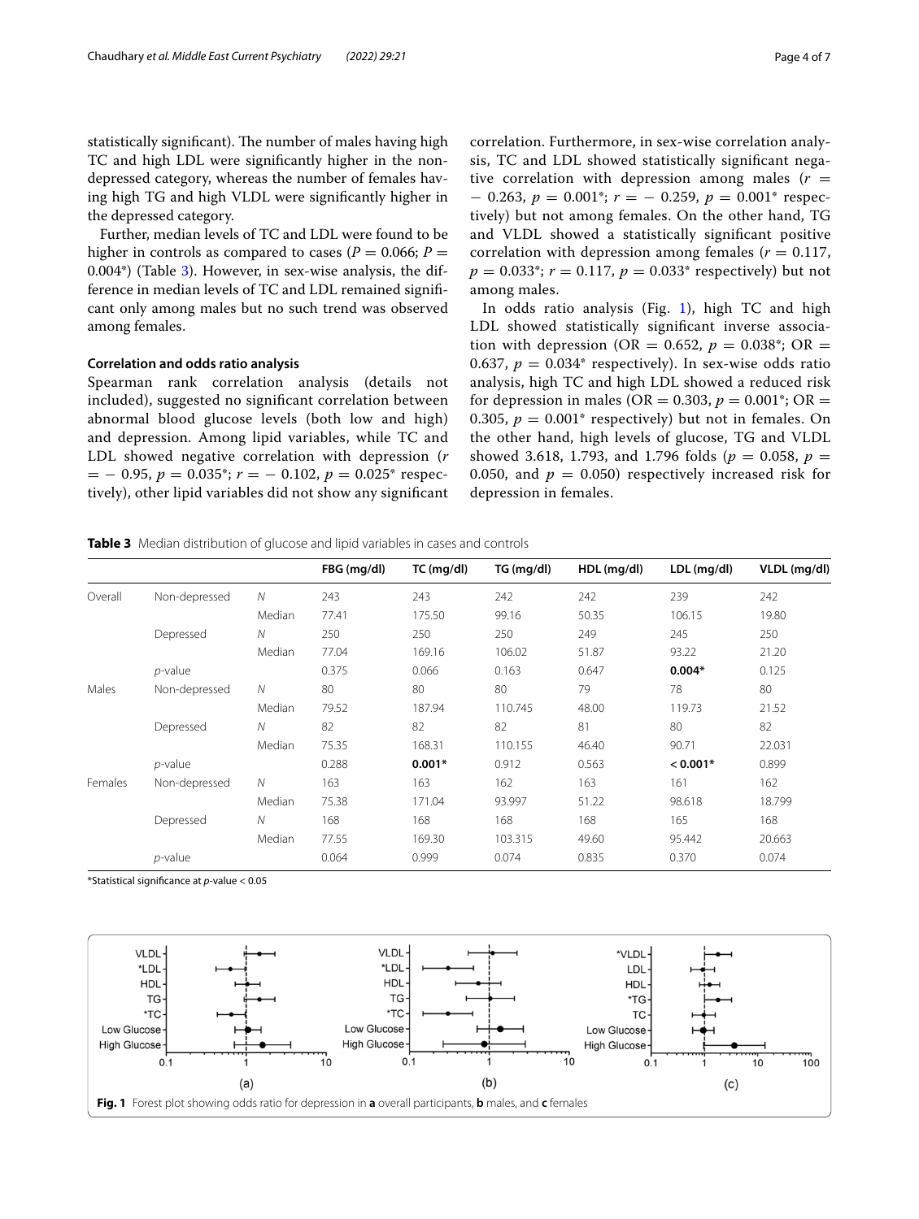statistically significant). The number of males having high TC and high LDL were significantly higher in the non-depressed category, whereas the number of females having high TG and high VLDL were significantly higher in the depressed category.

Further, median levels of TC and LDL were found to be higher in controls as compared to cases ($P = 0.066$; $P = 0.004^*$) (Table 3). However, in sex-wise analysis, the difference in median levels of TC and LDL remained significant only among males but no such trend was observed among females.

### Correlation and odds ratio analysis

Spearman rank correlation analysis (details not included), suggested no significant correlation between abnormal blood glucose levels (both low and high) and depression. Among lipid variables, while TC and LDL showed negative correlation with depression ($r = -0.95$, $p = 0.035^*$; $r = -0.102$, $p = 0.025^*$ respectively), other lipid variables did not show any significant correlation. Furthermore, in sex-wise correlation analysis, TC and LDL showed statistically significant negative correlation with depression among males ($r = -0.263$, $p = 0.001^*$; $r = -0.259$, $p = 0.001^*$ respectively) but not among females. On the other hand, TG and VLDL showed a statistically significant positive correlation with depression among females ($r = 0.117$, $p = 0.033^*$; $r = 0.117$, $p = 0.033^*$ respectively) but not among males.

In odds ratio analysis (Fig. 1), high TC and high LDL showed statistically significant inverse association with depression (OR $= 0.652$, $p = 0.038^*$; OR $= 0.637$, $p = 0.034^*$ respectively). In sex-wise odds ratio analysis, high TC and high LDL showed a reduced risk for depression in males (OR $= 0.303$, $p = 0.001^*$; OR $= 0.305$, $p = 0.001^*$ respectively) but not in females. On the other hand, high levels of glucose, TG and VLDL showed 3.618, 1.793, and 1.796 folds ($p = 0.058$, $p = 0.050$, and $p = 0.050$) respectively increased risk for depression in females.

**Table 3** Median distribution of glucose and lipid variables in cases and controls

| | | | FBG (mg/dl) | TC (mg/dl) | TG (mg/dl) | HDL (mg/dl) | LDL (mg/dl) | VLDL (mg/dl) |
|---|---|---|---|---|---|---|---|---|
| Overall | Non-depressed | *N* | 243 | 243 | 242 | 242 | 239 | 242 |
| | | Median | 77.41 | 175.50 | 99.16 | 50.35 | 106.15 | 19.80 |
| | Depressed | *N* | 250 | 250 | 250 | 249 | 245 | 250 |
| | | Median | 77.04 | 169.16 | 106.02 | 51.87 | 93.22 | 21.20 |
| | *p*-value | | 0.375 | 0.066 | 0.163 | 0.647 | **0.004*** | 0.125 |
| Males | Non-depressed | *N* | 80 | 80 | 80 | 79 | 78 | 80 |
| | | Median | 79.52 | 187.94 | 110.745 | 48.00 | 119.73 | 21.52 |
| | Depressed | *N* | 82 | 82 | 82 | 81 | 80 | 82 |
| | | Median | 75.35 | 168.31 | 110.155 | 46.40 | 90.71 | 22.031 |
| | *p*-value | | 0.288 | **0.001*** | 0.912 | 0.563 | **< 0.001*** | 0.899 |
| Females | Non-depressed | *N* | 163 | 163 | 162 | 163 | 161 | 162 |
| | | Median | 75.38 | 171.04 | 93.997 | 51.22 | 98.618 | 18.799 |
| | Depressed | *N* | 168 | 168 | 168 | 168 | 165 | 168 |
| | | Median | 77.55 | 169.30 | 103.315 | 49.60 | 95.442 | 20.663 |
| | *p*-value | | 0.064 | 0.999 | 0.074 | 0.835 | 0.370 | 0.074 |

*Statistical significance at *p*-value < 0.05

**Fig. 1** Forest plot showing odds ratio for depression in **a** overall participants, **b** males, and **c** females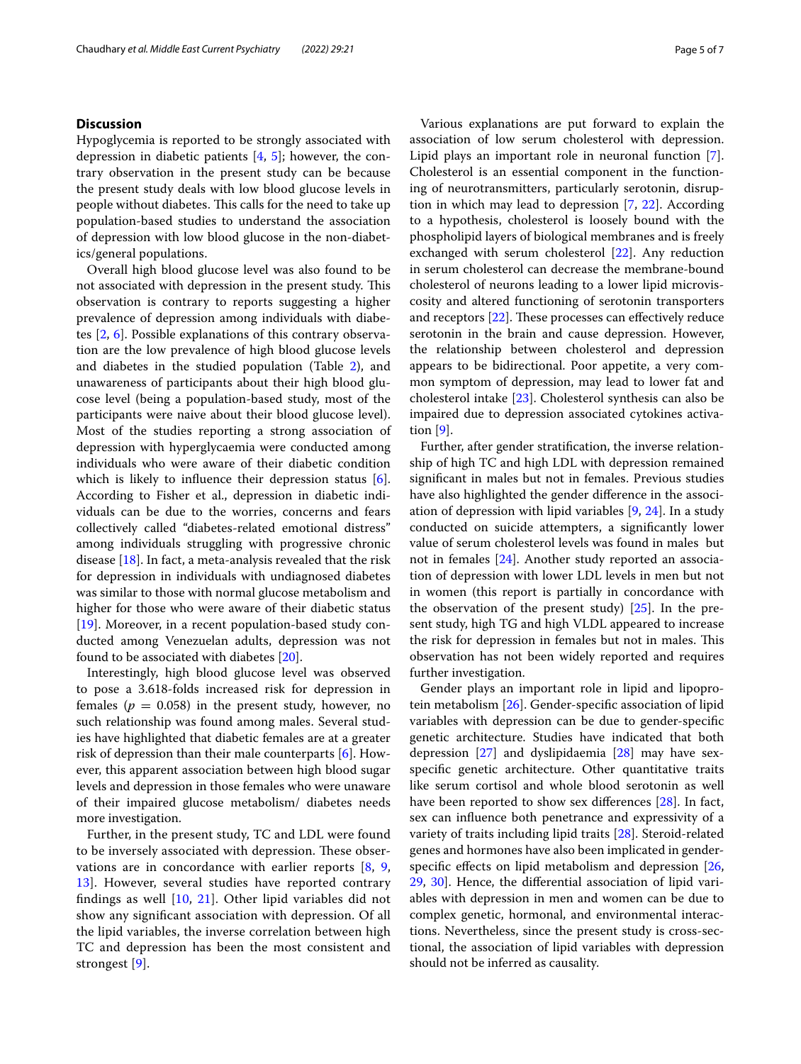## Discussion

Hypoglycemia is reported to be strongly associated with depression in diabetic patients [4, 5]; however, the contrary observation in the present study can be because the present study deals with low blood glucose levels in people without diabetes. This calls for the need to take up population-based studies to understand the association of depression with low blood glucose in the non-diabetics/general populations.

Overall high blood glucose level was also found to be not associated with depression in the present study. This observation is contrary to reports suggesting a higher prevalence of depression among individuals with diabetes [2, 6]. Possible explanations of this contrary observation are the low prevalence of high blood glucose levels and diabetes in the studied population (Table 2), and unawareness of participants about their high blood glucose level (being a population-based study, most of the participants were naive about their blood glucose level). Most of the studies reporting a strong association of depression with hyperglycaemia were conducted among individuals who were aware of their diabetic condition which is likely to influence their depression status [6]. According to Fisher et al., depression in diabetic individuals can be due to the worries, concerns and fears collectively called "diabetes-related emotional distress" among individuals struggling with progressive chronic disease [18]. In fact, a meta-analysis revealed that the risk for depression in individuals with undiagnosed diabetes was similar to those with normal glucose metabolism and higher for those who were aware of their diabetic status [19]. Moreover, in a recent population-based study conducted among Venezuelan adults, depression was not found to be associated with diabetes [20].

Interestingly, high blood glucose level was observed to pose a 3.618-folds increased risk for depression in females ($p$ = 0.058) in the present study, however, no such relationship was found among males. Several studies have highlighted that diabetic females are at a greater risk of depression than their male counterparts [6]. However, this apparent association between high blood sugar levels and depression in those females who were unaware of their impaired glucose metabolism/ diabetes needs more investigation.

Further, in the present study, TC and LDL were found to be inversely associated with depression. These observations are in concordance with earlier reports [8, 9, 13]. However, several studies have reported contrary findings as well [10, 21]. Other lipid variables did not show any significant association with depression. Of all the lipid variables, the inverse correlation between high TC and depression has been the most consistent and strongest [9].

Various explanations are put forward to explain the association of low serum cholesterol with depression. Lipid plays an important role in neuronal function [7]. Cholesterol is an essential component in the functioning of neurotransmitters, particularly serotonin, disruption in which may lead to depression [7, 22]. According to a hypothesis, cholesterol is loosely bound with the phospholipid layers of biological membranes and is freely exchanged with serum cholesterol [22]. Any reduction in serum cholesterol can decrease the membrane-bound cholesterol of neurons leading to a lower lipid microviscosity and altered functioning of serotonin transporters and receptors [22]. These processes can effectively reduce serotonin in the brain and cause depression. However, the relationship between cholesterol and depression appears to be bidirectional. Poor appetite, a very common symptom of depression, may lead to lower fat and cholesterol intake [23]. Cholesterol synthesis can also be impaired due to depression associated cytokines activation [9].

Further, after gender stratification, the inverse relationship of high TC and high LDL with depression remained significant in males but not in females. Previous studies have also highlighted the gender difference in the association of depression with lipid variables [9, 24]. In a study conducted on suicide attempters, a significantly lower value of serum cholesterol levels was found in males but not in females [24]. Another study reported an association of depression with lower LDL levels in men but not in women (this report is partially in concordance with the observation of the present study) [25]. In the present study, high TG and high VLDL appeared to increase the risk for depression in females but not in males. This observation has not been widely reported and requires further investigation.

Gender plays an important role in lipid and lipoprotein metabolism [26]. Gender-specific association of lipid variables with depression can be due to gender-specific genetic architecture. Studies have indicated that both depression [27] and dyslipidaemia [28] may have sex-specific genetic architecture. Other quantitative traits like serum cortisol and whole blood serotonin as well have been reported to show sex differences [28]. In fact, sex can influence both penetrance and expressivity of a variety of traits including lipid traits [28]. Steroid-related genes and hormones have also been implicated in gender-specific effects on lipid metabolism and depression [26, 29, 30]. Hence, the differential association of lipid variables with depression in men and women can be due to complex genetic, hormonal, and environmental interactions. Nevertheless, since the present study is cross-sectional, the association of lipid variables with depression should not be inferred as causality.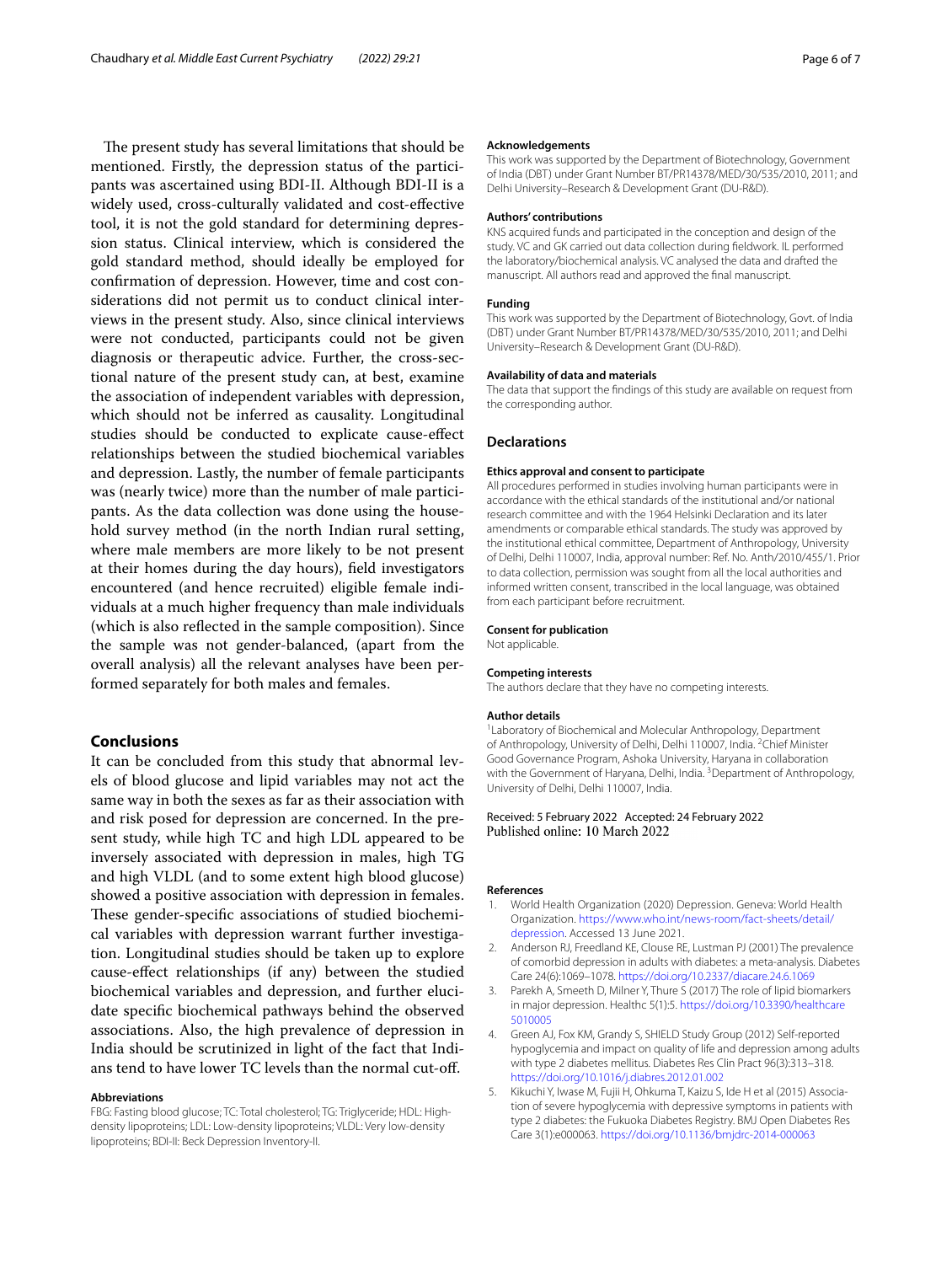The present study has several limitations that should be mentioned. Firstly, the depression status of the participants was ascertained using BDI-II. Although BDI-II is a widely used, cross-culturally validated and cost-effective tool, it is not the gold standard for determining depression status. Clinical interview, which is considered the gold standard method, should ideally be employed for confirmation of depression. However, time and cost considerations did not permit us to conduct clinical interviews in the present study. Also, since clinical interviews were not conducted, participants could not be given diagnosis or therapeutic advice. Further, the cross-sectional nature of the present study can, at best, examine the association of independent variables with depression, which should not be inferred as causality. Longitudinal studies should be conducted to explicate cause-effect relationships between the studied biochemical variables and depression. Lastly, the number of female participants was (nearly twice) more than the number of male participants. As the data collection was done using the household survey method (in the north Indian rural setting, where male members are more likely to be not present at their homes during the day hours), field investigators encountered (and hence recruited) eligible female individuals at a much higher frequency than male individuals (which is also reflected in the sample composition). Since the sample was not gender-balanced, (apart from the overall analysis) all the relevant analyses have been performed separately for both males and females.

## Conclusions

It can be concluded from this study that abnormal levels of blood glucose and lipid variables may not act the same way in both the sexes as far as their association with and risk posed for depression are concerned. In the present study, while high TC and high LDL appeared to be inversely associated with depression in males, high TG and high VLDL (and to some extent high blood glucose) showed a positive association with depression in females. These gender-specific associations of studied biochemical variables with depression warrant further investigation. Longitudinal studies should be taken up to explore cause-effect relationships (if any) between the studied biochemical variables and depression, and further elucidate specific biochemical pathways behind the observed associations. Also, the high prevalence of depression in India should be scrutinized in light of the fact that Indians tend to have lower TC levels than the normal cut-off.

#### Abbreviations

FBG: Fasting blood glucose; TC: Total cholesterol; TG: Triglyceride; HDL: High-density lipoproteins; LDL: Low-density lipoproteins; VLDL: Very low-density lipoproteins; BDI-II: Beck Depression Inventory-II.

#### Acknowledgements

This work was supported by the Department of Biotechnology, Government of India (DBT) under Grant Number BT/PR14378/MED/30/535/2010, 2011; and Delhi University–Research & Development Grant (DU-R&D).

#### Authors' contributions

KNS acquired funds and participated in the conception and design of the study. VC and GK carried out data collection during fieldwork. IL performed the laboratory/biochemical analysis. VC analysed the data and drafted the manuscript. All authors read and approved the final manuscript.

#### Funding

This work was supported by the Department of Biotechnology, Govt. of India (DBT) under Grant Number BT/PR14378/MED/30/535/2010, 2011; and Delhi University–Research & Development Grant (DU-R&D).

#### Availability of data and materials

The data that support the findings of this study are available on request from the corresponding author.

### Declarations

#### Ethics approval and consent to participate

All procedures performed in studies involving human participants were in accordance with the ethical standards of the institutional and/or national research committee and with the 1964 Helsinki Declaration and its later amendments or comparable ethical standards. The study was approved by the institutional ethical committee, Department of Anthropology, University of Delhi, Delhi 110007, India, approval number: Ref. No. Anth/2010/455/1. Prior to data collection, permission was sought from all the local authorities and informed written consent, transcribed in the local language, was obtained from each participant before recruitment.

#### Consent for publication

Not applicable.

#### Competing interests

The authors declare that they have no competing interests.

#### Author details

[1]Laboratory of Biochemical and Molecular Anthropology, Department of Anthropology, University of Delhi, Delhi 110007, India. [2]Chief Minister Good Governance Program, Ashoka University, Haryana in collaboration with the Government of Haryana, Delhi, India. [3]Department of Anthropology, University of Delhi, Delhi 110007, India.

Received: 5 February 2022 Accepted: 24 February 2022
Published online: 10 March 2022

#### References

1. World Health Organization (2020) Depression. Geneva: World Health Organization. https://www.who.int/news-room/fact-sheets/detail/depression. Accessed 13 June 2021.
2. Anderson RJ, Freedland KE, Clouse RE, Lustman PJ (2001) The prevalence of comorbid depression in adults with diabetes: a meta-analysis. Diabetes Care 24(6):1069–1078. https://doi.org/10.2337/diacare.24.6.1069
3. Parekh A, Smeeth D, Milner Y, Thure S (2017) The role of lipid biomarkers in major depression. Healthc 5(1):5. https://doi.org/10.3390/healthcare5010005
4. Green AJ, Fox KM, Grandy S, SHIELD Study Group (2012) Self-reported hypoglycemia and impact on quality of life and depression among adults with type 2 diabetes mellitus. Diabetes Res Clin Pract 96(3):313–318. https://doi.org/10.1016/j.diabres.2012.01.002
5. Kikuchi Y, Iwase M, Fujii H, Ohkuma T, Kaizu S, Ide H et al (2015) Association of severe hypoglycemia with depressive symptoms in patients with type 2 diabetes: the Fukuoka Diabetes Registry. BMJ Open Diabetes Res Care 3(1):e000063. https://doi.org/10.1136/bmjdrc-2014-000063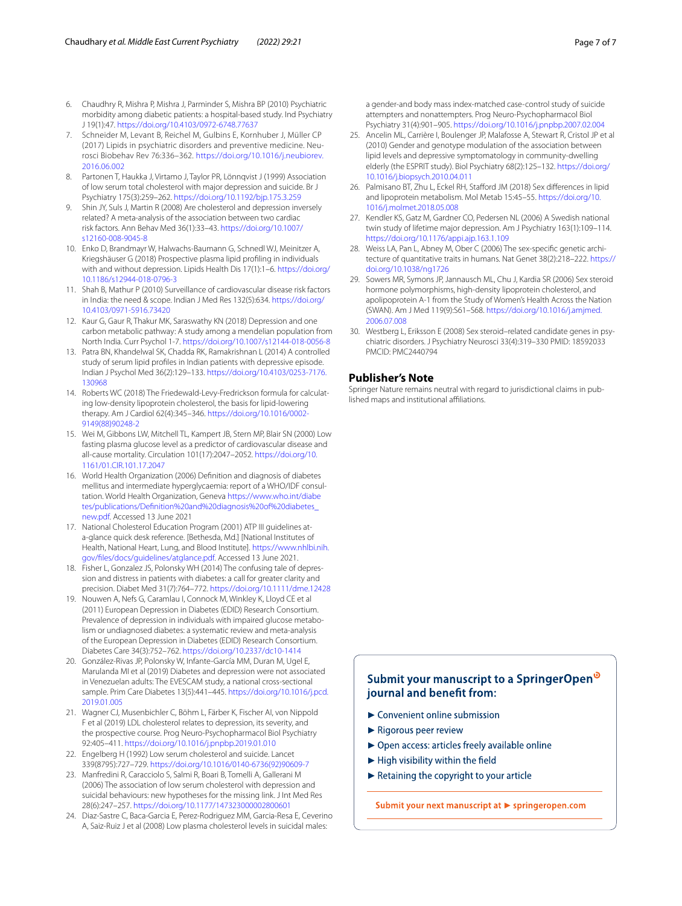6. Chaudhry R, Mishra P, Mishra J, Parminder S, Mishra BP (2010) Psychiatric morbidity among diabetic patients: a hospital-based study. Ind Psychiatry J 19(1):47. https://doi.org/10.4103/0972-6748.77637
7. Schneider M, Levant B, Reichel M, Gulbins E, Kornhuber J, Müller CP (2017) Lipids in psychiatric disorders and preventive medicine. Neurosci Biobehav Rev 76:336–362. https://doi.org/10.1016/j.neubiorev.2016.06.002
8. Partonen T, Haukka J, Virtamo J, Taylor PR, Lönnqvist J (1999) Association of low serum total cholesterol with major depression and suicide. Br J Psychiatry 175(3):259–262. https://doi.org/10.1192/bjp.175.3.259
9. Shin JY, Suls J, Martin R (2008) Are cholesterol and depression inversely related? A meta-analysis of the association between two cardiac risk factors. Ann Behav Med 36(1):33–43. https://doi.org/10.1007/s12160-008-9045-8
10. Enko D, Brandmayr W, Halwachs-Baumann G, Schnedl WJ, Meinitzer A, Kriegshäuser G (2018) Prospective plasma lipid profiling in individuals with and without depression. Lipids Health Dis 17(1):1–6. https://doi.org/10.1186/s12944-018-0796-3
11. Shah B, Mathur P (2010) Surveillance of cardiovascular disease risk factors in India: the need & scope. Indian J Med Res 132(5):634. https://doi.org/10.4103/0971-5916.73420
12. Kaur G, Gaur R, Thakur MK, Saraswathy KN (2018) Depression and one carbon metabolic pathway: A study among a mendelian population from North India. Curr Psychol 1-7. https://doi.org/10.1007/s12144-018-0056-8
13. Patra BN, Khandelwal SK, Chadda RK, Ramakrishnan L (2014) A controlled study of serum lipid profiles in Indian patients with depressive episode. Indian J Psychol Med 36(2):129–133. https://doi.org/10.4103/0253-7176.130968
14. Roberts WC (2018) The Friedewald-Levy-Fredrickson formula for calculating low-density lipoprotein cholesterol, the basis for lipid-lowering therapy. Am J Cardiol 62(4):345–346. https://doi.org/10.1016/0002-9149(88)90248-2
15. Wei M, Gibbons LW, Mitchell TL, Kampert JB, Stern MP, Blair SN (2000) Low fasting plasma glucose level as a predictor of cardiovascular disease and all-cause mortality. Circulation 101(17):2047–2052. https://doi.org/10.1161/01.CIR.101.17.2047
16. World Health Organization (2006) Definition and diagnosis of diabetes mellitus and intermediate hyperglycaemia: report of a WHO/IDF consultation. World Health Organization, Geneva https://www.who.int/diabetes/publications/Definition%20and%20diagnosis%20of%20diabetes_new.pdf. Accessed 13 June 2021
17. National Cholesterol Education Program (2001) ATP III guidelines at-a-glance quick desk reference. [Bethesda, Md.] [National Institutes of Health, National Heart, Lung, and Blood Institute]. https://www.nhlbi.nih.gov/files/docs/guidelines/atglance.pdf. Accessed 13 June 2021.
18. Fisher L, Gonzalez JS, Polonsky WH (2014) The confusing tale of depression and distress in patients with diabetes: a call for greater clarity and precision. Diabet Med 31(7):764–772. https://doi.org/10.1111/dme.12428
19. Nouwen A, Nefs G, Caramlau I, Connock M, Winkley K, Lloyd CE et al (2011) European Depression in Diabetes (EDID) Research Consortium. Prevalence of depression in individuals with impaired glucose metabolism or undiagnosed diabetes: a systematic review and meta-analysis of the European Depression in Diabetes (EDID) Research Consortium. Diabetes Care 34(3):752–762. https://doi.org/10.2337/dc10-1414
20. González-Rivas JP, Polonsky WH, Infante-García MM, Duran M, Ugel E, Marulanda MI et al (2019) Diabetes and depression were not associated in Venezuelan adults: The EVESCAM study, a national cross-sectional sample. Prim Care Diabetes 13(5):441–445. https://doi.org/10.1016/j.pcd.2019.01.005
21. Wagner CJ, Musenbichler C, Böhm L, Färber K, Fischer AI, von Nippold F et al (2019) LDL cholesterol relates to depression, its severity, and the prospective course. Prog Neuro-Psychopharmacol Biol Psychiatry 92:405–411. https://doi.org/10.1016/j.pnpbp.2019.01.010
22. Engelberg H (1992) Low serum cholesterol and suicide. Lancet 339(8795):727–729. https://doi.org/10.1016/0140-6736(92)90609-7
23. Manfredini R, Caracciolo S, Salmi R, Boari B, Tomelli A, Gallerani M (2006) The association of low serum cholesterol with depression and suicidal behaviours: new hypotheses for the missing link. J Int Med Res 28(6):247–257. https://doi.org/10.1177/147323000002800601
24. Diaz-Sastre C, Baca-Garcia E, Perez-Rodriguez MM, Garcia-Resa E, Ceverino A, Saiz-Ruiz J et al (2008) Low plasma cholesterol levels in suicidal males: a gender-and body mass index-matched case-control study of suicide attempters and nonattempters. Prog Neuro-Psychopharmacol Biol Psychiatry 31(4):901–905. https://doi.org/10.1016/j.pnpbp.2007.02.004
25. Ancelin ML, Carrière I, Boulenger JP, Malafosse A, Stewart R, Cristol JP et al (2010) Gender and genotype modulation of the association between lipid levels and depressive symptomatology in community-dwelling elderly (the ESPRIT study). Biol Psychiatry 68(2):125–132. https://doi.org/10.1016/j.biopsych.2010.04.011
26. Palmisano BT, Zhu L, Eckel RH, Stafford JM (2018) Sex differences in lipid and lipoprotein metabolism. Mol Metab 15:45–55. https://doi.org/10.1016/j.molmet.2018.05.008
27. Kendler KS, Gatz M, Gardner CO, Pedersen NL (2006) A Swedish national twin study of lifetime major depression. Am J Psychiatry 163(1):109–114. https://doi.org/10.1176/appi.ajp.163.1.109
28. Weiss LA, Pan L, Abney M, Ober C (2006) The sex-specific genetic architecture of quantitative traits in humans. Nat Genet 38(2):218–222. https://doi.org/10.1038/ng1726
29. Sowers MR, Symons JP, Jannausch ML, Chu J, Kardia SR (2006) Sex steroid hormone polymorphisms, high-density lipoprotein cholesterol, and apolipoprotein A-1 from the Study of Women's Health Across the Nation (SWAN). Am J Med 119(9):S61–S68. https://doi.org/10.1016/j.amjmed.2006.07.008
30. Westberg L, Eriksson E (2008) Sex steroid–related candidate genes in psychiatric disorders. J Psychiatry Neurosci 33(4):319–330 PMID: 18592033 PMCID: PMC2440794

## Publisher's Note

Springer Nature remains neutral with regard to jurisdictional claims in published maps and institutional affiliations.